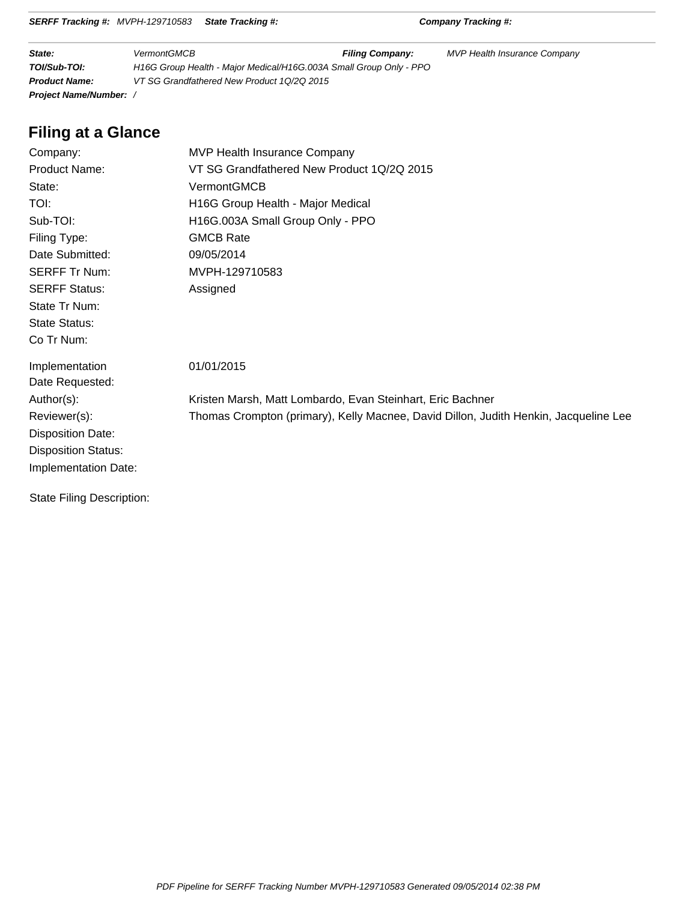**SERFF Tracking #:** MVPH-129710583 **State Tracking #:** **Company Tracking #:**

| | | | |
|---|---|---|---|
| **State:** | VermontGMCB | **Filing Company:** | MVP Health Insurance Company |
| **TOI/Sub-TOI:** | H16G Group Health - Major Medical/H16G.003A Small Group Only - PPO | | |
| **Product Name:** | VT SG Grandfathered New Product 1Q/2Q 2015 | | |
| **Project Name/Number:** | / | | |

## Filing at a Glance

| | |
|---|---|
| Company: | MVP Health Insurance Company |
| Product Name: | VT SG Grandfathered New Product 1Q/2Q 2015 |
| State: | VermontGMCB |
| TOI: | H16G Group Health - Major Medical |
| Sub-TOI: | H16G.003A Small Group Only - PPO |
| Filing Type: | GMCB Rate |
| Date Submitted: | 09/05/2014 |
| SERFF Tr Num: | MVPH-129710583 |
| SERFF Status: | Assigned |
| State Tr Num: | |
| State Status: | |
| Co Tr Num: | |
| Implementation Date Requested: | 01/01/2015 |
| Author(s): | Kristen Marsh, Matt Lombardo, Evan Steinhart, Eric Bachner |
| Reviewer(s): | Thomas Crompton (primary), Kelly Macnee, David Dillon, Judith Henkin, Jacqueline Lee |
| Disposition Date: | |
| Disposition Status: | |
| Implementation Date: | |

State Filing Description: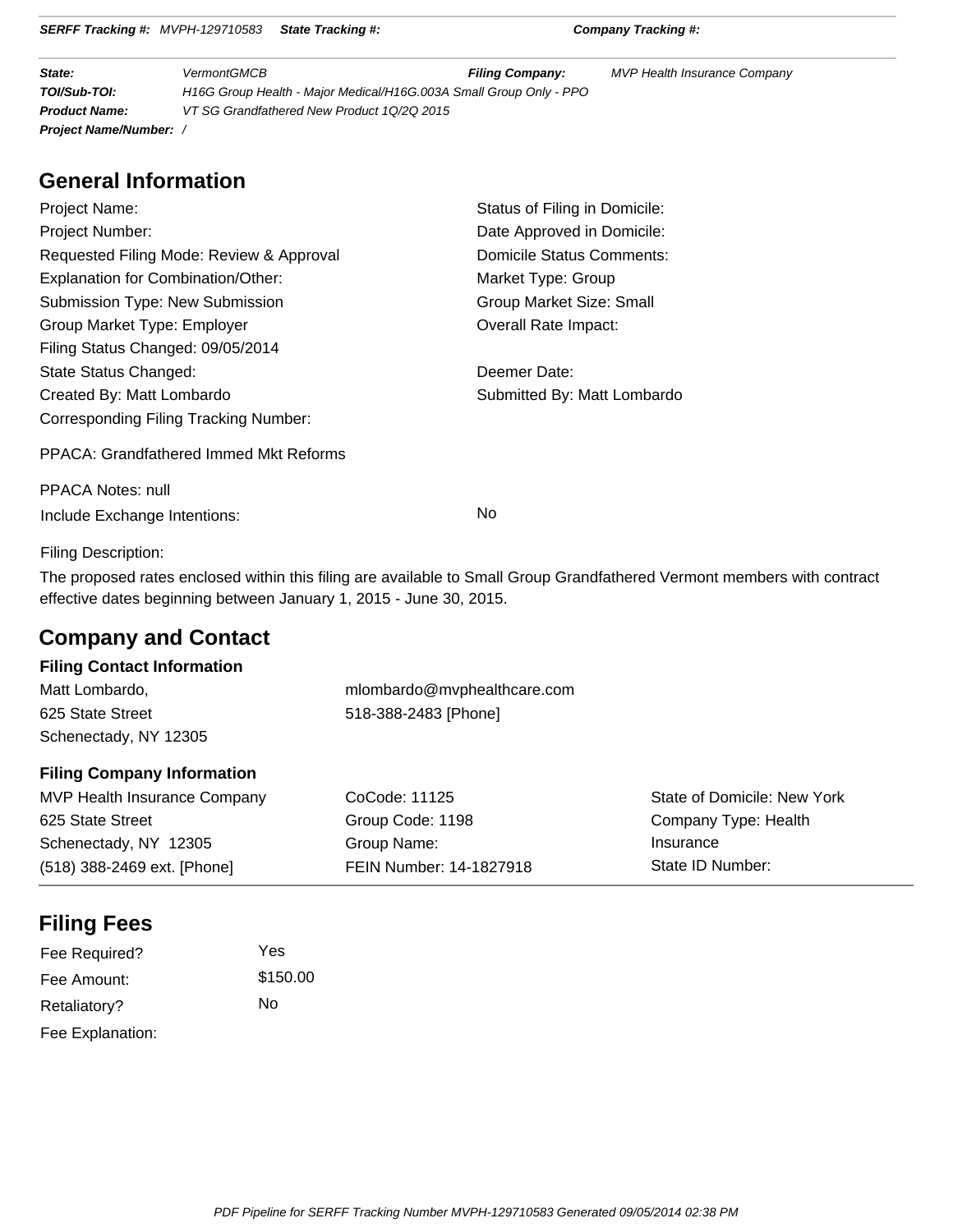**SERFF Tracking #:** MVPH-129710583 **State Tracking #:** **Company Tracking #:**

| | | | |
|---|---|---|---|
| **State:** | VermontGMCB | **Filing Company:** | MVP Health Insurance Company |
| **TOI/Sub-TOI:** | H16G Group Health - Major Medical/H16G.003A Small Group Only - PPO | | |
| **Product Name:** | VT SG Grandfathered New Product 1Q/2Q 2015 | | |
| **Project Name/Number:** | / | | |

## General Information

| | |
|---|---|
| Project Name: | Status of Filing in Domicile: |
| Project Number: | Date Approved in Domicile: |
| Requested Filing Mode: Review & Approval | Domicile Status Comments: |
| Explanation for Combination/Other: | Market Type: Group |
| Submission Type: New Submission | Group Market Size: Small |
| Group Market Type: Employer | Overall Rate Impact: |
| Filing Status Changed: 09/05/2014 | |
| State Status Changed: | Deemer Date: |
| Created By: Matt Lombardo | Submitted By: Matt Lombardo |
| Corresponding Filing Tracking Number: | |

PPACA: Grandfathered Immed Mkt Reforms

PPACA Notes: null

Include Exchange Intentions: No

Filing Description:

The proposed rates enclosed within this filing are available to Small Group Grandfathered Vermont members with contract effective dates beginning between January 1, 2015 - June 30, 2015.

## Company and Contact

### Filing Contact Information

| | |
|---|---|
| Matt Lombardo, | mlombardo@mvphealthcare.com |
| 625 State Street | 518-388-2483 [Phone] |
| Schenectady, NY 12305 | |

### Filing Company Information

| | | |
|---|---|---|
| MVP Health Insurance Company | CoCode: 11125 | State of Domicile: New York |
| 625 State Street | Group Code: 1198 | Company Type: Health Insurance |
| Schenectady, NY 12305 | Group Name: | |
| (518) 388-2469 ext. [Phone] | FEIN Number: 14-1827918 | State ID Number: |

## Filing Fees

| | |
|---|---|
| Fee Required? | Yes |
| Fee Amount: | $150.00 |
| Retaliatory? | No |
| Fee Explanation: | |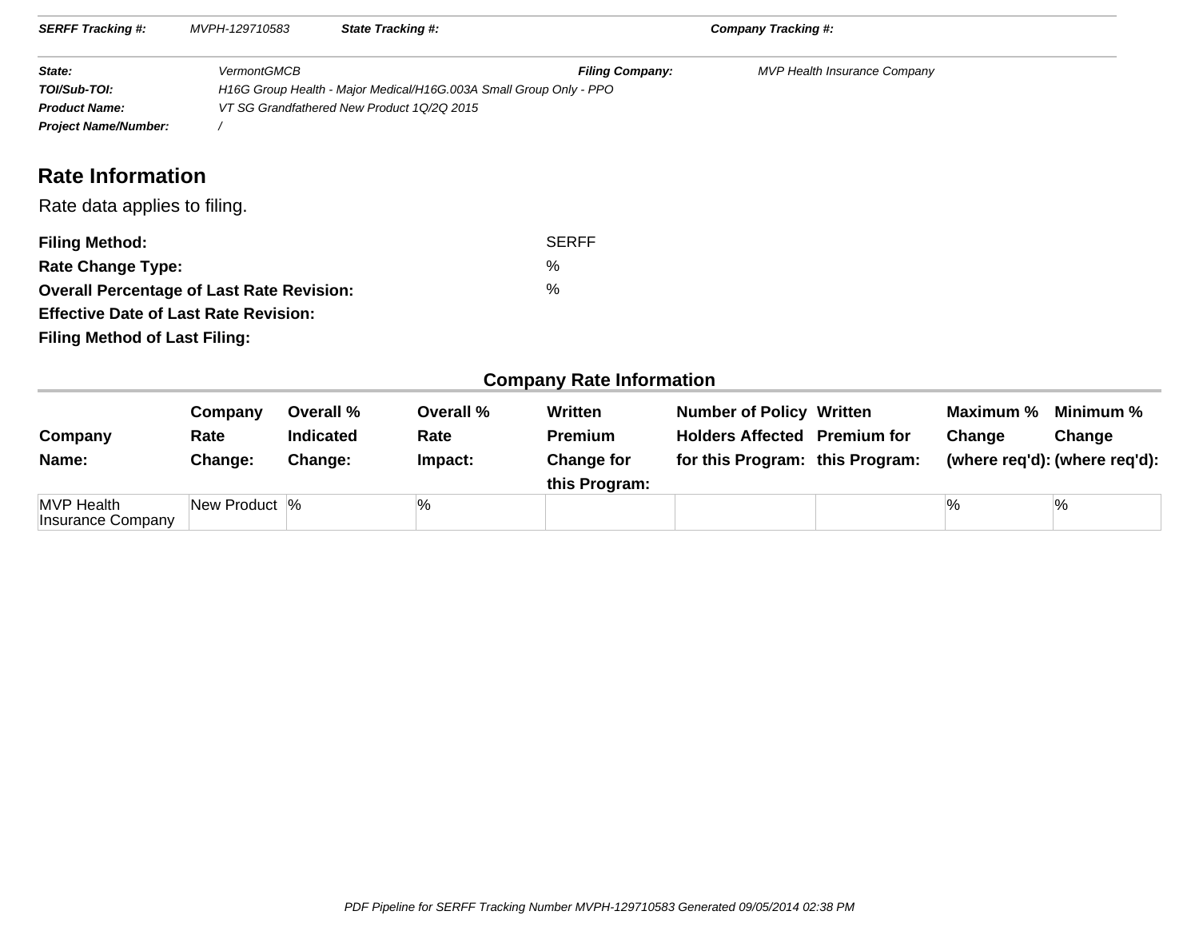| | | | |
|---|---|---|---|
| **SERFF Tracking #:** | MVPH-129710583 | **State Tracking #:** | **Company Tracking #:** |

| | | | |
|---|---|---|---|
| **State:** | VermontGMCB | **Filing Company:** | MVP Health Insurance Company |
| **TOI/Sub-TOI:** | H16G Group Health - Major Medical/H16G.003A Small Group Only - PPO | | |
| **Product Name:** | VT SG Grandfathered New Product 1Q/2Q 2015 | | |
| **Project Name/Number:** | / | | |

## Rate Information

Rate data applies to filing.

**Filing Method:** SERFF

**Rate Change Type:** %

**Overall Percentage of Last Rate Revision:** %

**Effective Date of Last Rate Revision:**

**Filing Method of Last Filing:**

### Company Rate Information

| Company Name: | Company Rate Change: | Overall % Indicated Change: | Overall % Rate Impact: | Written Premium Change for this Program: | Number of Policy Holders Affected for this Program: | Written Premium for this Program: | Maximum % Change (where req'd): | Minimum % Change (where req'd): |
|---|---|---|---|---|---|---|---|---|
| MVP Health Insurance Company | New Product | % | % | | | | % | % |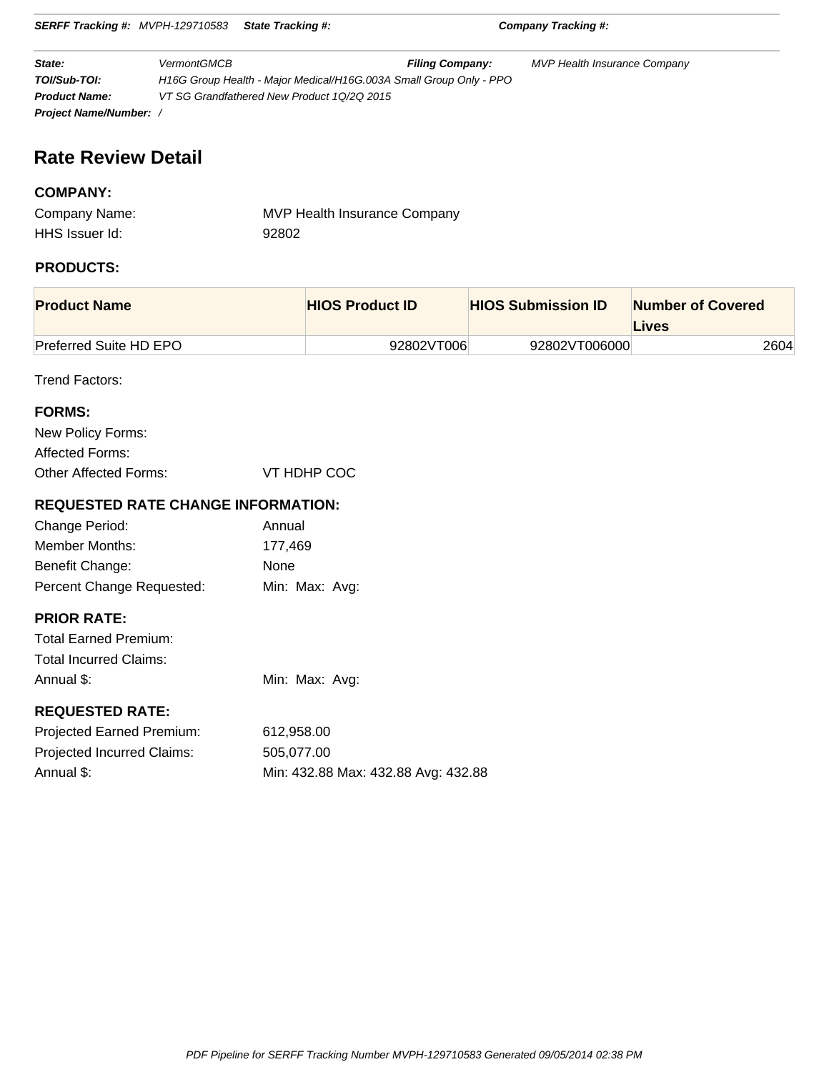**SERFF Tracking #:** MVPH-129710583 **State Tracking #:** **Company Tracking #:**

| | | | |
|---|---|---|---|
| **State:** | VermontGMCB | **Filing Company:** | MVP Health Insurance Company |
| **TOI/Sub-TOI:** | H16G Group Health - Major Medical/H16G.003A Small Group Only - PPO | | |
| **Product Name:** | VT SG Grandfathered New Product 1Q/2Q 2015 | | |
| **Project Name/Number:** | / | | |

# Rate Review Detail

## COMPANY:

Company Name: MVP Health Insurance Company

HHS Issuer Id: 92802

## PRODUCTS:

| Product Name | HIOS Product ID | HIOS Submission ID | Number of Covered Lives |
|---|---|---|---|
| Preferred Suite HD EPO | 92802VT006 | 92802VT006000 | 2604 |

Trend Factors:

## FORMS:

New Policy Forms:

Affected Forms:

Other Affected Forms: VT HDHP COC

## REQUESTED RATE CHANGE INFORMATION:

Change Period: Annual

Member Months: 177,469

Benefit Change: None

Percent Change Requested: Min: Max: Avg:

## PRIOR RATE:

Total Earned Premium:

Total Incurred Claims:

Annual $: Min: Max: Avg:

## REQUESTED RATE:

Projected Earned Premium: 612,958.00

Projected Incurred Claims: 505,077.00

Annual $: Min: 432.88 Max: 432.88 Avg: 432.88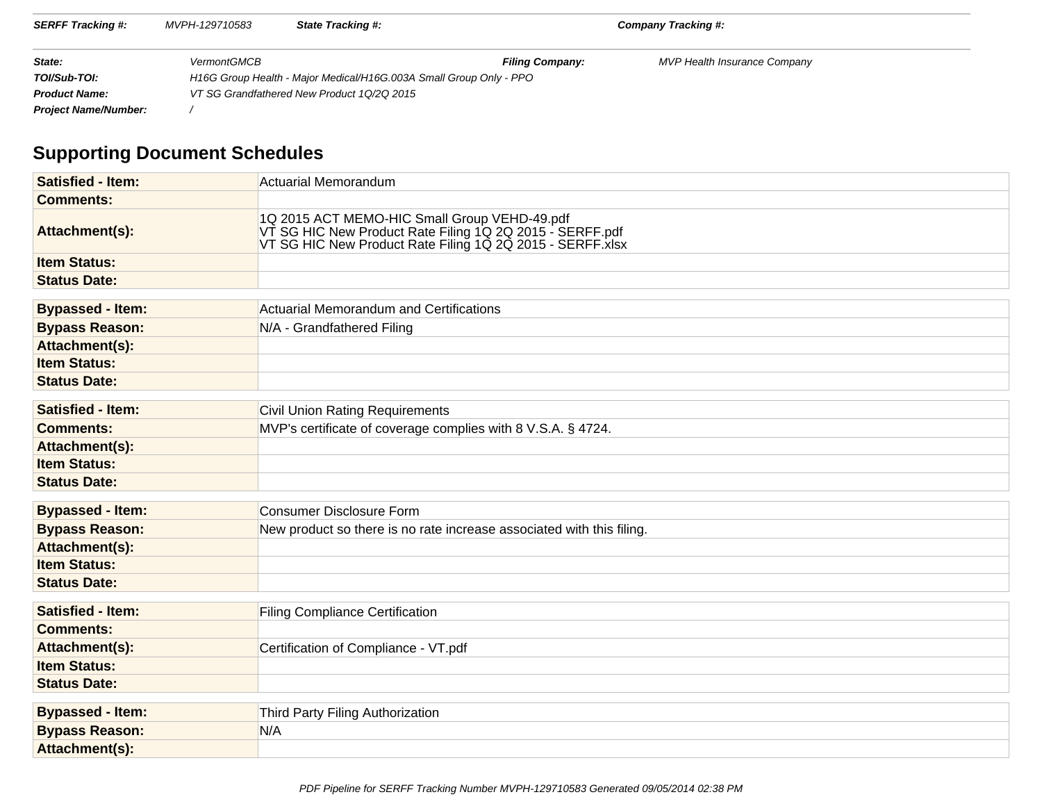| SERFF Tracking #: | MVPH-129710583 | State Tracking #: | | Company Tracking #: | |
|---|---|---|---|---|---|

| | | | |
|---|---|---|---|
| **State:** | VermontGMCB | **Filing Company:** | MVP Health Insurance Company |
| **TOI/Sub-TOI:** | H16G Group Health - Major Medical/H16G.003A Small Group Only - PPO | | |
| **Product Name:** | VT SG Grandfathered New Product 1Q/2Q 2015 | | |
| **Project Name/Number:** | / | | |

## Supporting Document Schedules

| | |
|---|---|
| **Satisfied - Item:** | Actuarial Memorandum |
| **Comments:** | |
| **Attachment(s):** | 1Q 2015 ACT MEMO-HIC Small Group VEHD-49.pdf<br>VT SG HIC New Product Rate Filing 1Q 2Q 2015 - SERFF.pdf<br>VT SG HIC New Product Rate Filing 1Q 2Q 2015 - SERFF.xlsx |
| **Item Status:** | |
| **Status Date:** | |

| | |
|---|---|
| **Bypassed - Item:** | Actuarial Memorandum and Certifications |
| **Bypass Reason:** | N/A - Grandfathered Filing |
| **Attachment(s):** | |
| **Item Status:** | |
| **Status Date:** | |

| | |
|---|---|
| **Satisfied - Item:** | Civil Union Rating Requirements |
| **Comments:** | MVP's certificate of coverage complies with 8 V.S.A. § 4724. |
| **Attachment(s):** | |
| **Item Status:** | |
| **Status Date:** | |

| | |
|---|---|
| **Bypassed - Item:** | Consumer Disclosure Form |
| **Bypass Reason:** | New product so there is no rate increase associated with this filing. |
| **Attachment(s):** | |
| **Item Status:** | |
| **Status Date:** | |

| | |
|---|---|
| **Satisfied - Item:** | Filing Compliance Certification |
| **Comments:** | |
| **Attachment(s):** | Certification of Compliance - VT.pdf |
| **Item Status:** | |
| **Status Date:** | |

| | |
|---|---|
| **Bypassed - Item:** | Third Party Filing Authorization |
| **Bypass Reason:** | N/A |
| **Attachment(s):** | |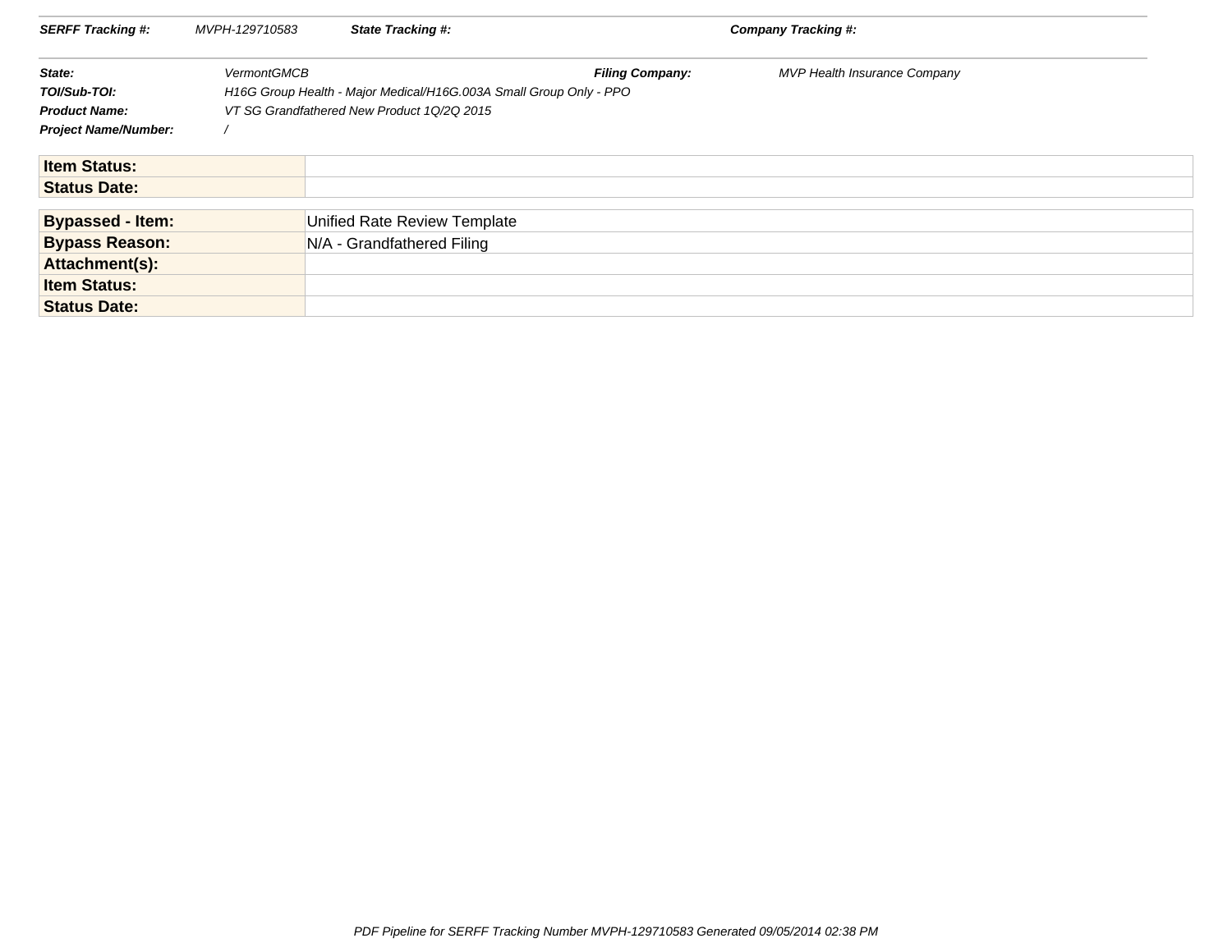| | | | |
|---|---|---|---|
| **SERFF Tracking #:** | MVPH-129710583 | **State Tracking #:** | **Company Tracking #:** |

| | | | |
|---|---|---|---|
| **State:** | VermontGMCB | **Filing Company:** | MVP Health Insurance Company |
| **TOI/Sub-TOI:** | H16G Group Health - Major Medical/H16G.003A Small Group Only - PPO | | |
| **Product Name:** | VT SG Grandfathered New Product 1Q/2Q 2015 | | |
| **Project Name/Number:** | / | | |

| | |
|---|---|
| **Item Status:** | |
| **Status Date:** | |

| | |
|---|---|
| **Bypassed - Item:** | Unified Rate Review Template |
| **Bypass Reason:** | N/A - Grandfathered Filing |
| **Attachment(s):** | |
| **Item Status:** | |
| **Status Date:** | |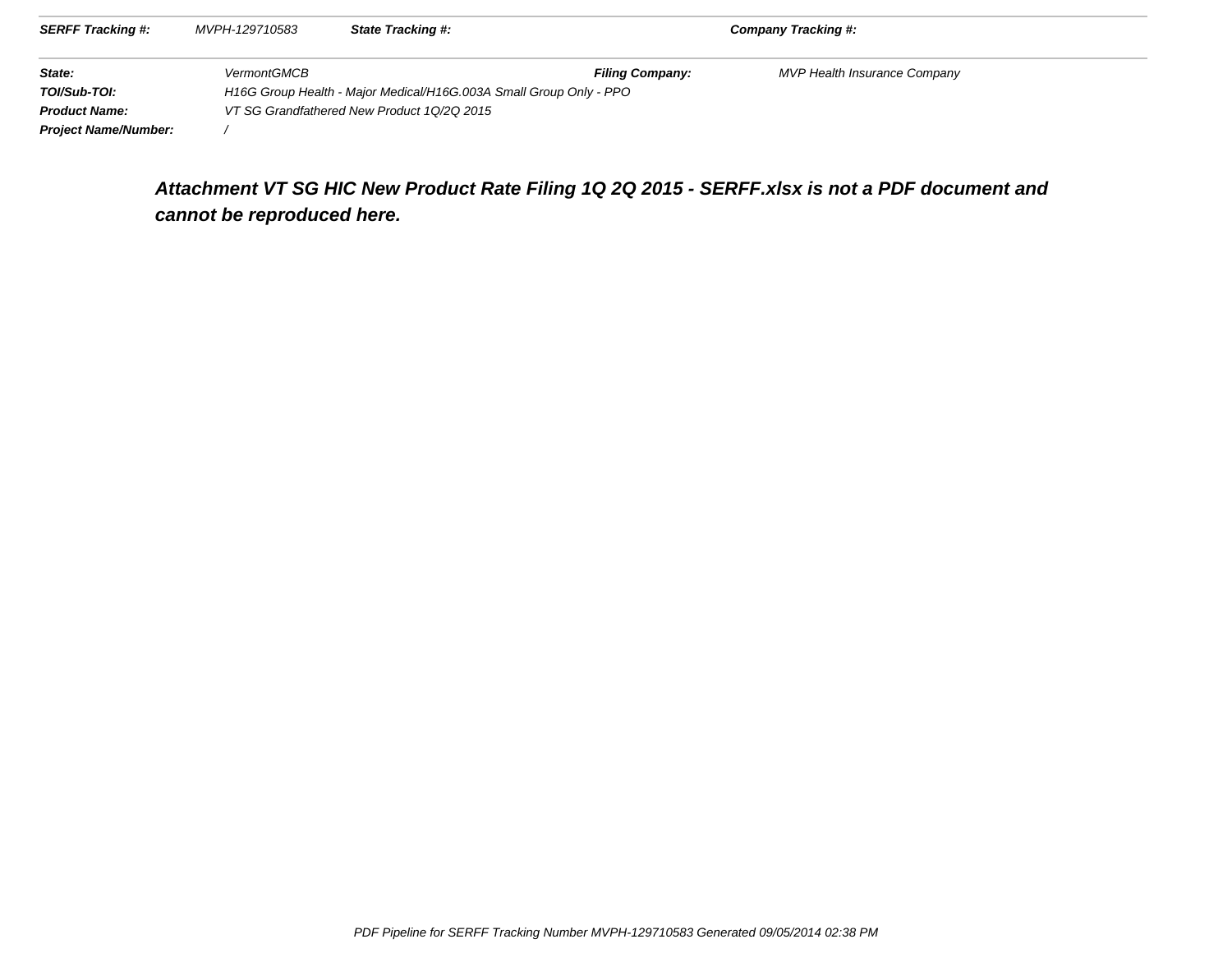**Attachment VT SG HIC New Product Rate Filing 1Q 2Q 2015 - SERFF.xlsx is not a PDF document and cannot be reproduced here.**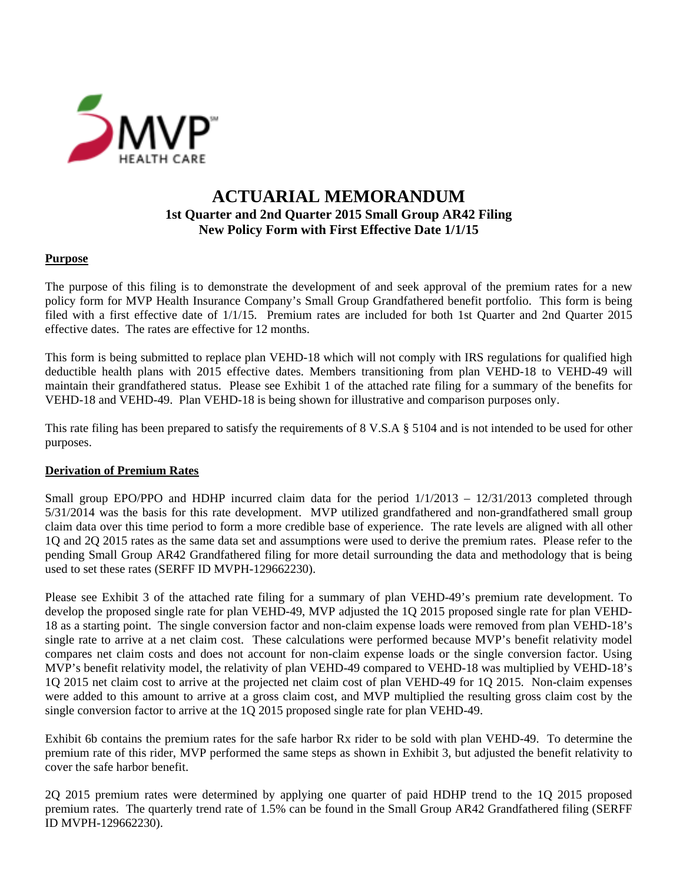# ACTUARIAL MEMORANDUM

**1st Quarter and 2nd Quarter 2015 Small Group AR42 Filing**
**New Policy Form with First Effective Date 1/1/15**

## Purpose

The purpose of this filing is to demonstrate the development of and seek approval of the premium rates for a new policy form for MVP Health Insurance Company's Small Group Grandfathered benefit portfolio. This form is being filed with a first effective date of 1/1/15. Premium rates are included for both 1st Quarter and 2nd Quarter 2015 effective dates. The rates are effective for 12 months.

This form is being submitted to replace plan VEHD-18 which will not comply with IRS regulations for qualified high deductible health plans with 2015 effective dates. Members transitioning from plan VEHD-18 to VEHD-49 will maintain their grandfathered status. Please see Exhibit 1 of the attached rate filing for a summary of the benefits for VEHD-18 and VEHD-49. Plan VEHD-18 is being shown for illustrative and comparison purposes only.

This rate filing has been prepared to satisfy the requirements of 8 V.S.A § 5104 and is not intended to be used for other purposes.

## Derivation of Premium Rates

Small group EPO/PPO and HDHP incurred claim data for the period 1/1/2013 – 12/31/2013 completed through 5/31/2014 was the basis for this rate development. MVP utilized grandfathered and non-grandfathered small group claim data over this time period to form a more credible base of experience. The rate levels are aligned with all other 1Q and 2Q 2015 rates as the same data set and assumptions were used to derive the premium rates. Please refer to the pending Small Group AR42 Grandfathered filing for more detail surrounding the data and methodology that is being used to set these rates (SERFF ID MVPH-129662230).

Please see Exhibit 3 of the attached rate filing for a summary of plan VEHD-49's premium rate development. To develop the proposed single rate for plan VEHD-49, MVP adjusted the 1Q 2015 proposed single rate for plan VEHD-18 as a starting point. The single conversion factor and non-claim expense loads were removed from plan VEHD-18's single rate to arrive at a net claim cost. These calculations were performed because MVP's benefit relativity model compares net claim costs and does not account for non-claim expense loads or the single conversion factor. Using MVP's benefit relativity model, the relativity of plan VEHD-49 compared to VEHD-18 was multiplied by VEHD-18's 1Q 2015 net claim cost to arrive at the projected net claim cost of plan VEHD-49 for 1Q 2015. Non-claim expenses were added to this amount to arrive at a gross claim cost, and MVP multiplied the resulting gross claim cost by the single conversion factor to arrive at the 1Q 2015 proposed single rate for plan VEHD-49.

Exhibit 6b contains the premium rates for the safe harbor Rx rider to be sold with plan VEHD-49. To determine the premium rate of this rider, MVP performed the same steps as shown in Exhibit 3, but adjusted the benefit relativity to cover the safe harbor benefit.

2Q 2015 premium rates were determined by applying one quarter of paid HDHP trend to the 1Q 2015 proposed premium rates. The quarterly trend rate of 1.5% can be found in the Small Group AR42 Grandfathered filing (SERFF ID MVPH-129662230).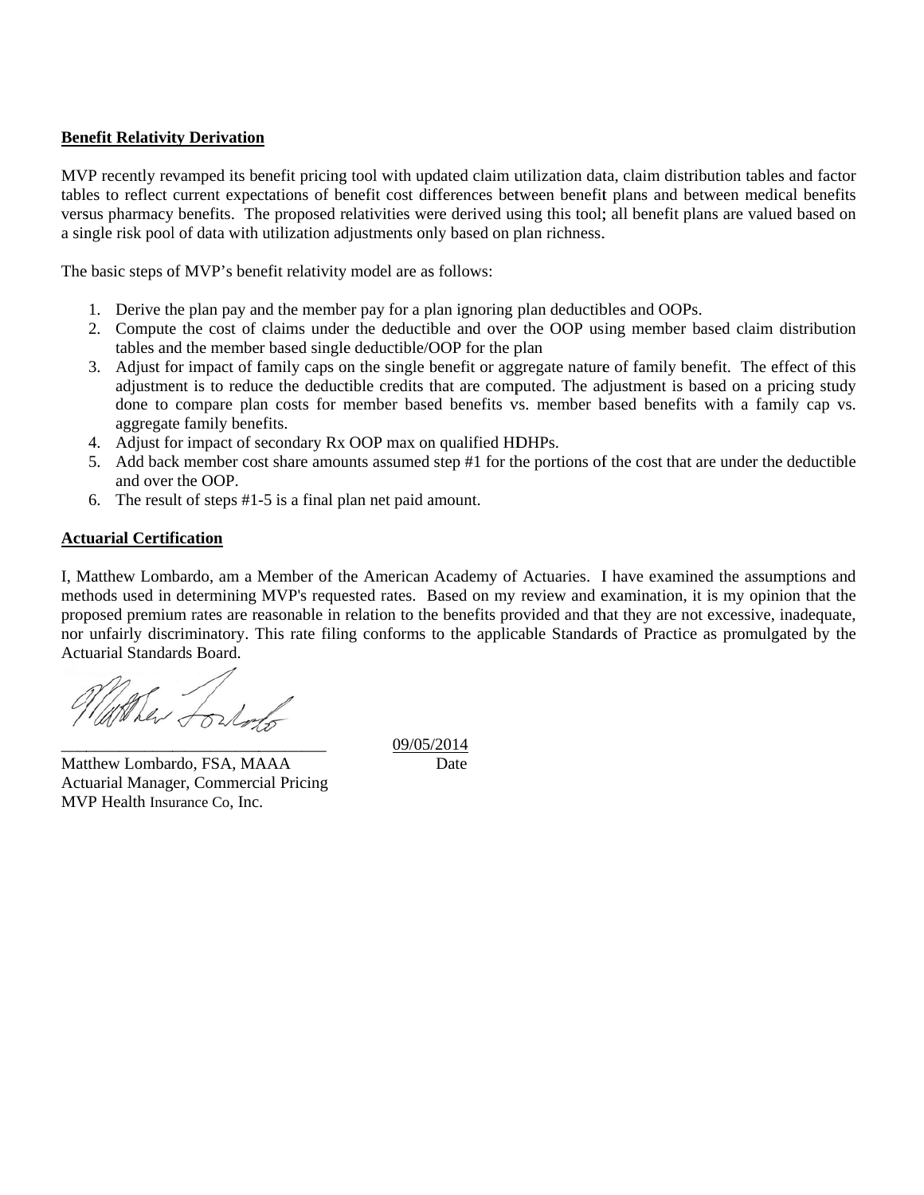**Benefit Relativity Derivation**

MVP recently revamped its benefit pricing tool with updated claim utilization data, claim distribution tables and factor tables to reflect current expectations of benefit cost differences between benefit plans and between medical benefits versus pharmacy benefits. The proposed relativities were derived using this tool; all benefit plans are valued based on a single risk pool of data with utilization adjustments only based on plan richness.

The basic steps of MVP's benefit relativity model are as follows:

1. Derive the plan pay and the member pay for a plan ignoring plan deductibles and OOPs.
2. Compute the cost of claims under the deductible and over the OOP using member based claim distribution tables and the member based single deductible/OOP for the plan
3. Adjust for impact of family caps on the single benefit or aggregate nature of family benefit. The effect of this adjustment is to reduce the deductible credits that are computed. The adjustment is based on a pricing study done to compare plan costs for member based benefits vs. member based benefits with a family cap vs. aggregate family benefits.
4. Adjust for impact of secondary Rx OOP max on qualified HDHPs.
5. Add back member cost share amounts assumed step #1 for the portions of the cost that are under the deductible and over the OOP.
6. The result of steps #1-5 is a final plan net paid amount.

**Actuarial Certification**

I, Matthew Lombardo, am a Member of the American Academy of Actuaries. I have examined the assumptions and methods used in determining MVP's requested rates. Based on my review and examination, it is my opinion that the proposed premium rates are reasonable in relation to the benefits provided and that they are not excessive, inadequate, nor unfairly discriminatory. This rate filing conforms to the applicable Standards of Practice as promulgated by the Actuarial Standards Board.

\_\_\_\_\_\_\_\_\_\_\_\_\_\_\_\_\_\_\_\_\_\_\_\_\_\_\_\_\_\_\_\_ 09/05/2014

Matthew Lombardo, FSA, MAAA — Date

Actuarial Manager, Commercial Pricing

MVP Health Insurance Co, Inc.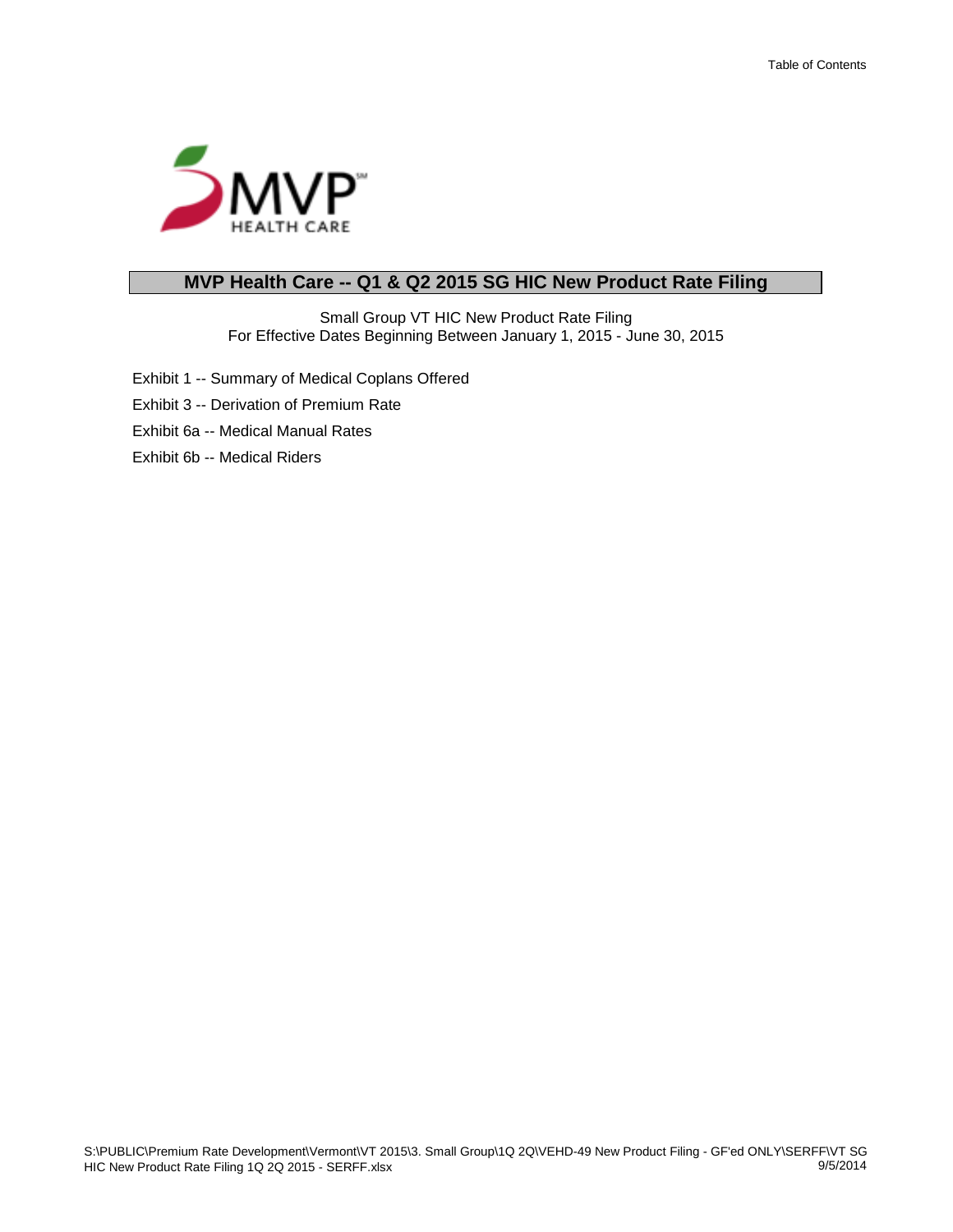# MVP Health Care -- Q1 & Q2 2015 SG HIC New Product Rate Filing

Small Group VT HIC New Product Rate Filing
For Effective Dates Beginning Between January 1, 2015 - June 30, 2015

Exhibit 1 -- Summary of Medical Coplans Offered

Exhibit 3 -- Derivation of Premium Rate

Exhibit 6a -- Medical Manual Rates

Exhibit 6b -- Medical Riders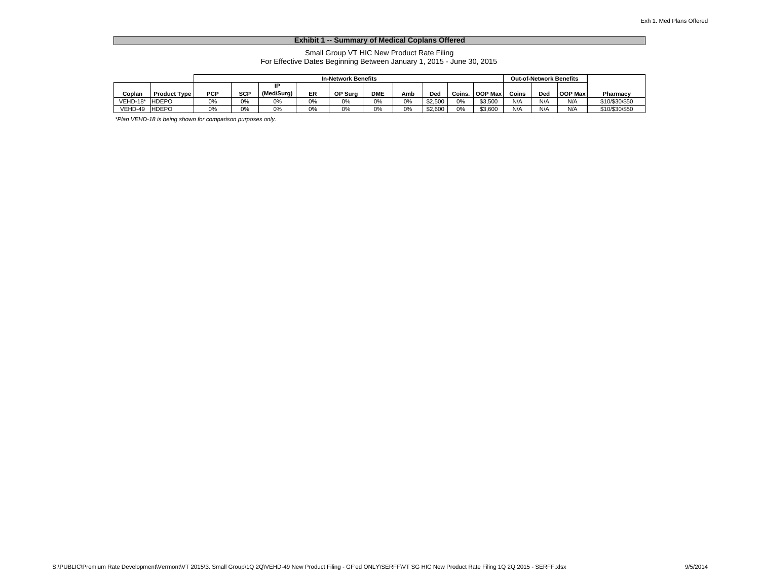## Exhibit 1 -- Summary of Medical Coplans Offered

Small Group VT HIC New Product Rate Filing
For Effective Dates Beginning Between January 1, 2015 - June 30, 2015

| | | In-Network Benefits | | | | | | | | | | Out-of-Network Benefits | | | |
|---|---|---|---|---|---|---|---|---|---|---|---|---|---|---|---|
| Coplan | Product Type | PCP | SCP | IP (Med/Surg) | ER | OP Surg | DME | Amb | Ded | Coins. | OOP Max | Coins | Ded | OOP Max | Pharmacy |
| VEHD-18* | HDEPO | 0% | 0% | 0% | 0% | 0% | 0% | 0% | $2,500 | 0% | $3,500 | N/A | N/A | N/A | $10/$30/$50 |
| VEHD-49 | HDEPO | 0% | 0% | 0% | 0% | 0% | 0% | 0% | $2,600 | 0% | $3,600 | N/A | N/A | N/A | $10/$30/$50 |

*\*Plan VEHD-18 is being shown for comparison purposes only.*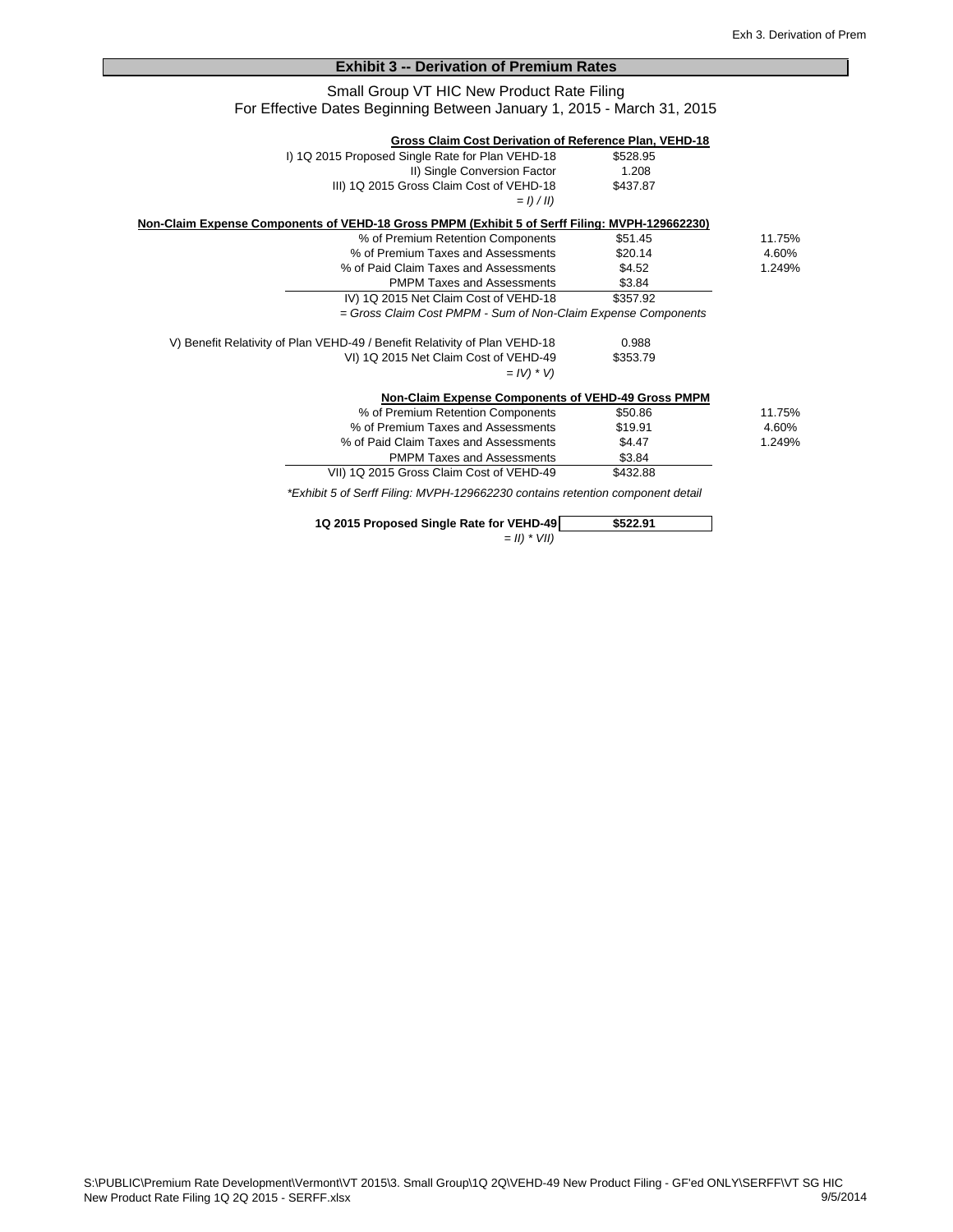## Exhibit 3 -- Derivation of Premium Rates

Small Group VT HIC New Product Rate Filing
For Effective Dates Beginning Between January 1, 2015 - March 31, 2015

| **Gross Claim Cost Derivation of Reference Plan, VEHD-18** | | |
|---|---|---|
| I) 1Q 2015 Proposed Single Rate for Plan VEHD-18 | $528.95 | |
| II) Single Conversion Factor | 1.208 | |
| III) 1Q 2015 Gross Claim Cost of VEHD-18 | $437.87 | |
| *= I) / II)* | | |
| **Non-Claim Expense Components of VEHD-18 Gross PMPM (Exhibit 5 of Serff Filing: MVPH-129662230)** | | |
| % of Premium Retention Components | $51.45 | 11.75% |
| % of Premium Taxes and Assessments | $20.14 | 4.60% |
| % of Paid Claim Taxes and Assessments | $4.52 | 1.249% |
| PMPM Taxes and Assessments | $3.84 | |
| IV) 1Q 2015 Net Claim Cost of VEHD-18 | $357.92 | |
| *= Gross Claim Cost PMPM - Sum of Non-Claim Expense Components* | | |
| V) Benefit Relativity of Plan VEHD-49 / Benefit Relativity of Plan VEHD-18 | 0.988 | |
| VI) 1Q 2015 Net Claim Cost of VEHD-49 | $353.79 | |
| *= IV) * V)* | | |
| **Non-Claim Expense Components of VEHD-49 Gross PMPM** | | |
| % of Premium Retention Components | $50.86 | 11.75% |
| % of Premium Taxes and Assessments | $19.91 | 4.60% |
| % of Paid Claim Taxes and Assessments | $4.47 | 1.249% |
| PMPM Taxes and Assessments | $3.84 | |
| VII) 1Q 2015 Gross Claim Cost of VEHD-49 | $432.88 | |

*Exhibit 5 of Serff Filing: MVPH-129662230 contains retention component detail

| **1Q 2015 Proposed Single Rate for VEHD-49** | **$522.91** |
|---|---|
| *= II) * VII)* | |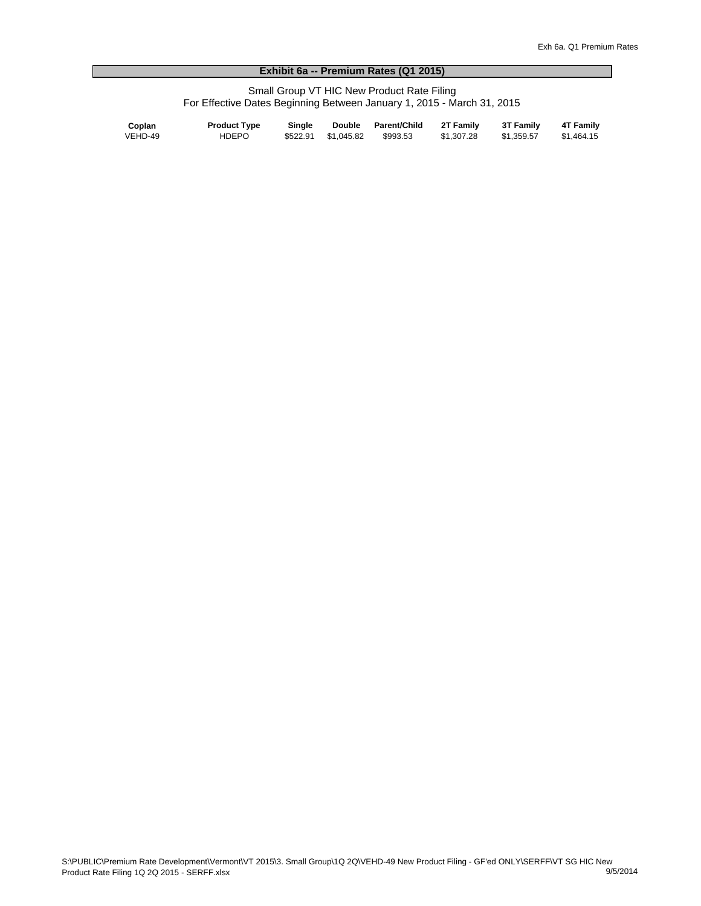## Exhibit 6a -- Premium Rates (Q1 2015)

Small Group VT HIC New Product Rate Filing
For Effective Dates Beginning Between January 1, 2015 - March 31, 2015

| Coplan | Product Type | Single | Double | Parent/Child | 2T Family | 3T Family | 4T Family |
|---|---|---|---|---|---|---|---|
| VEHD-49 | HDEPO | $522.91 | $1,045.82 | $993.53 | $1,307.28 | $1,359.57 | $1,464.15 |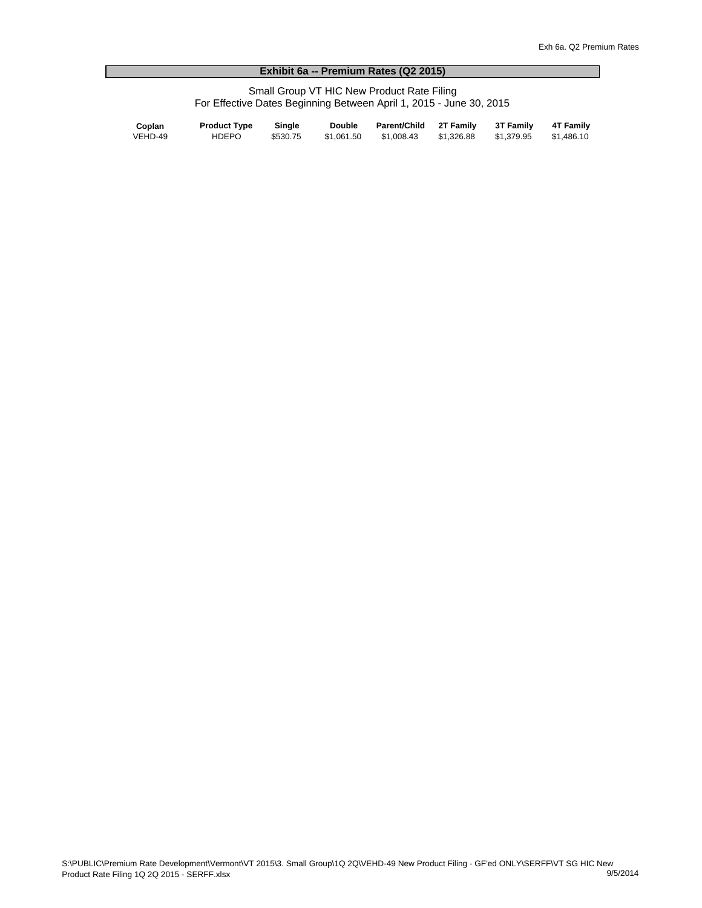## Exhibit 6a -- Premium Rates (Q2 2015)

Small Group VT HIC New Product Rate Filing
For Effective Dates Beginning Between April 1, 2015 - June 30, 2015

| Coplan | Product Type | Single | Double | Parent/Child | 2T Family | 3T Family | 4T Family |
|---|---|---|---|---|---|---|---|
| VEHD-49 | HDEPO | $530.75 | $1,061.50 | $1,008.43 | $1,326.88 | $1,379.95 | $1,486.10 |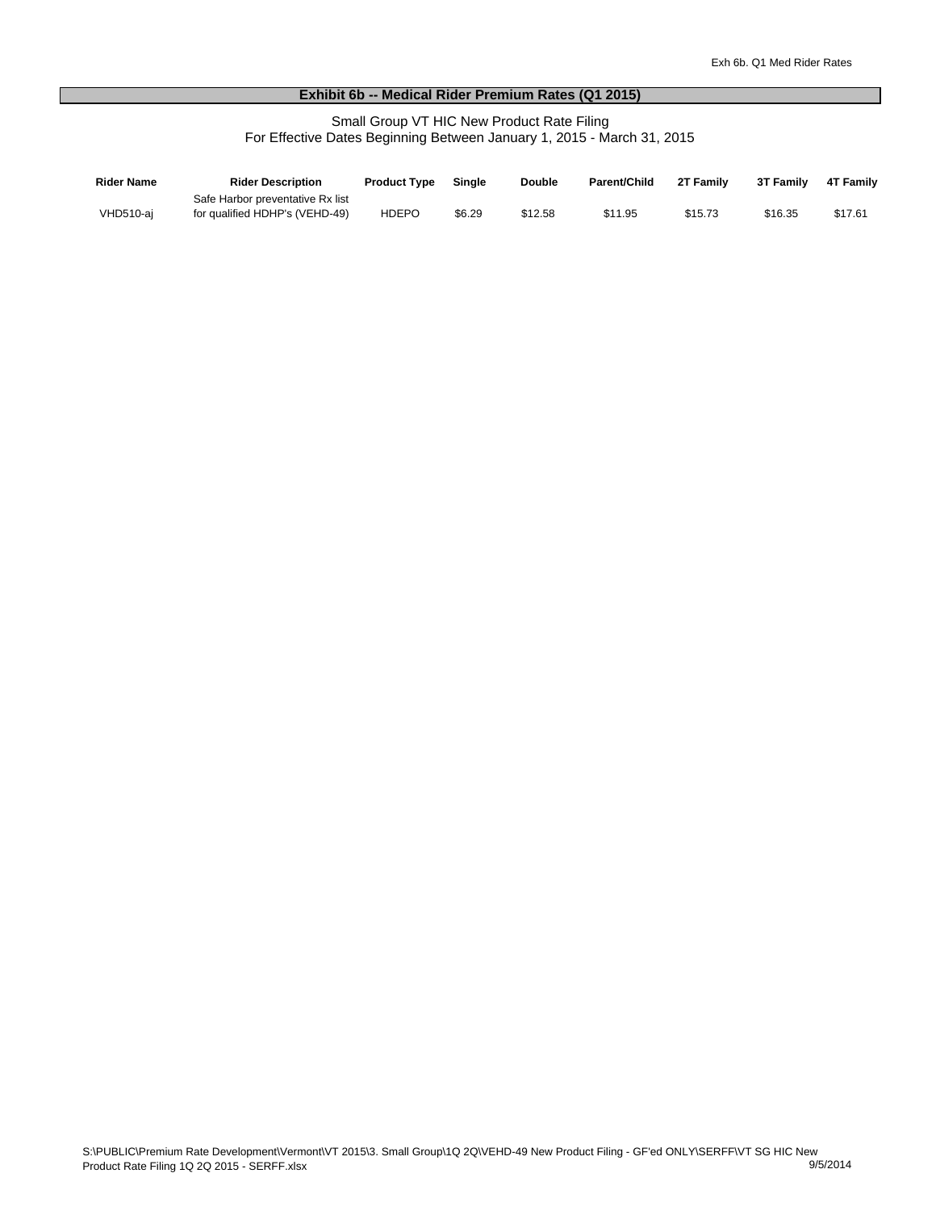# Exhibit 6b -- Medical Rider Premium Rates (Q1 2015)

Small Group VT HIC New Product Rate Filing
For Effective Dates Beginning Between January 1, 2015 - March 31, 2015

| Rider Name | Rider Description | Product Type | Single | Double | Parent/Child | 2T Family | 3T Family | 4T Family |
|---|---|---|---|---|---|---|---|---|
| VHD510-aj | Safe Harbor preventative Rx list for qualified HDHP's (VEHD-49) | HDEPO | $6.29 | $12.58 | $11.95 | $15.73 | $16.35 | $17.61 |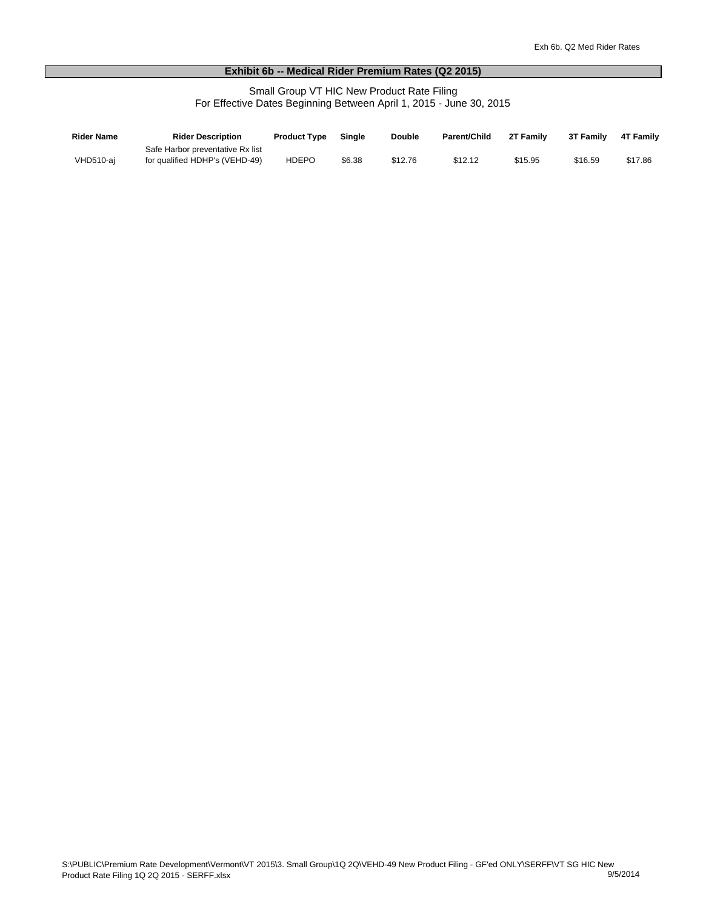## Exhibit 6b -- Medical Rider Premium Rates (Q2 2015)

Small Group VT HIC New Product Rate Filing
For Effective Dates Beginning Between April 1, 2015 - June 30, 2015

| Rider Name | Rider Description | Product Type | Single | Double | Parent/Child | 2T Family | 3T Family | 4T Family |
|---|---|---|---|---|---|---|---|---|
| VHD510-aj | Safe Harbor preventative Rx list for qualified HDHP's (VEHD-49) | HDEPO | $6.38 | $12.76 | $12.12 | $15.95 | $16.59 | $17.86 |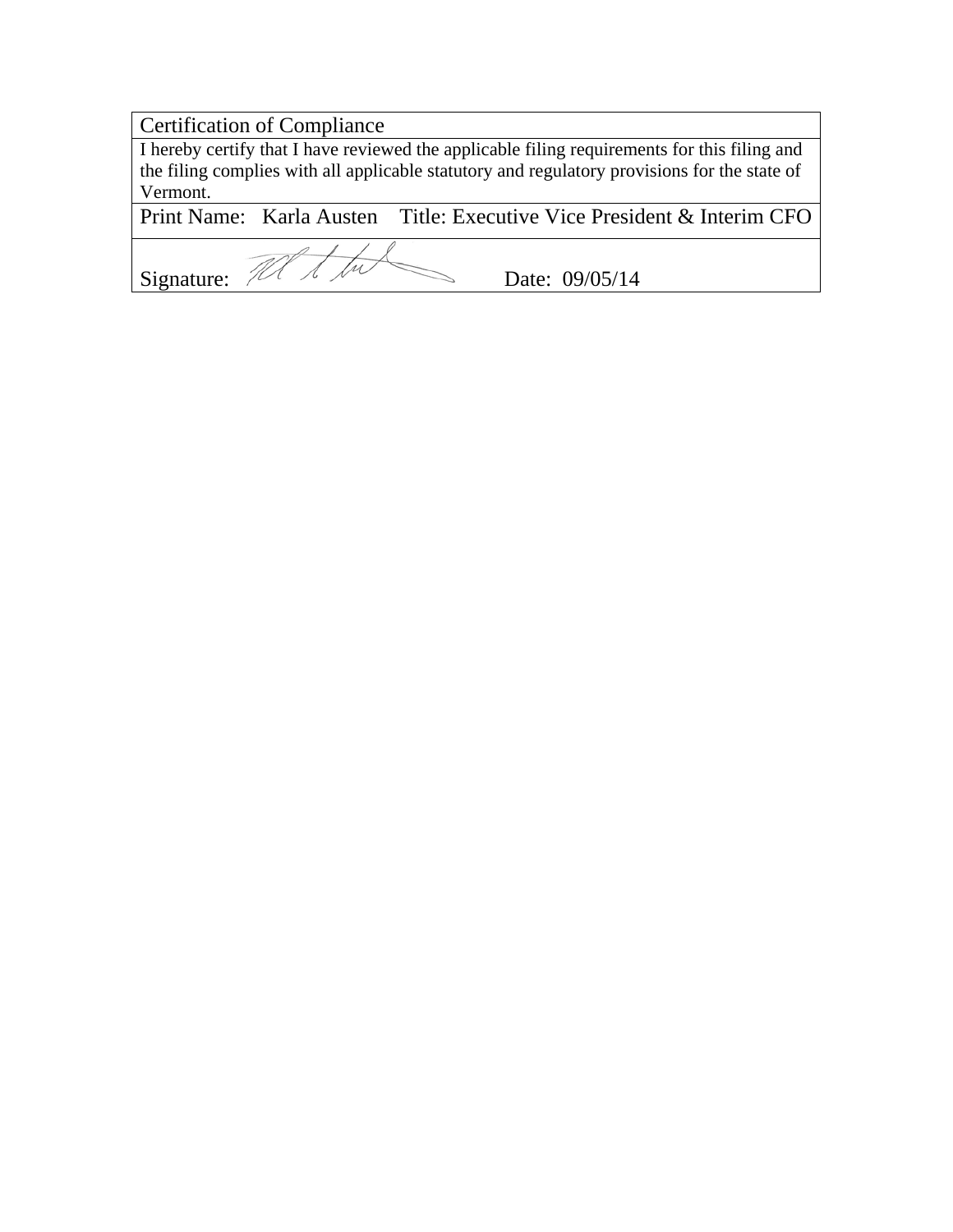| Certification of Compliance |
| --- |
| I hereby certify that I have reviewed the applicable filing requirements for this filing and the filing complies with all applicable statutory and regulatory provisions for the state of Vermont. |
| Print Name: Karla Austen Title: Executive Vice President & Interim CFO |
| Signature: Date: 09/05/14 |